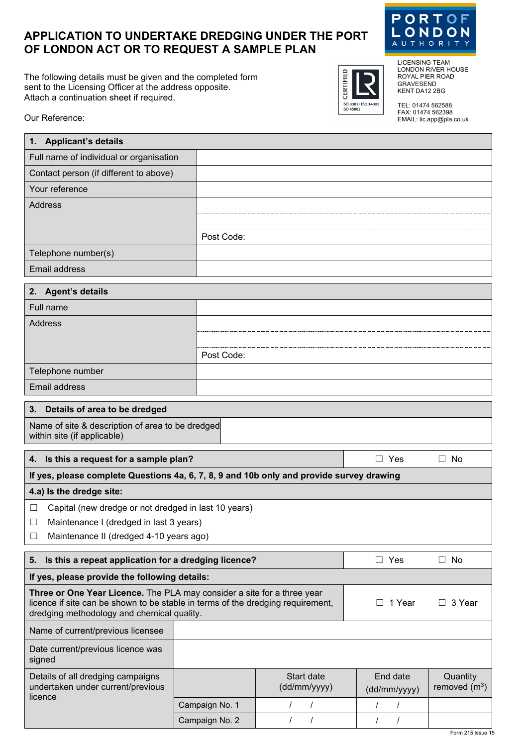# APPLICATION TO UNDERTAKE DREDGING UNDER THE PORT OF LONDON ACT OR TO REQUEST A SAMPLE PLAN

The following details must be given and the completed form sent to the Licensing Officer at the address opposite. Attach a continuation sheet if required.

Our Reference:

PORT OF LONDON AUTHORITY

LICENSING TEAM
LONDON RIVER HOUSE
ROYAL PIER ROAD
GRAVESEND
KENT DA12 2BG

TEL: 01474 562588
FAX: 01474 562398
EMAIL: lic.app@pla.co.uk

| **1. Applicant's details** | |
|---|---|
| Full name of individual or organisation | |
| Contact person (if different to above) | |
| Your reference | |
| Address | |
| | |
| | Post Code: |
| Telephone number(s) | |
| Email address | |

| **2. Agent's details** | |
|---|---|
| Full name | |
| Address | |
| | |
| | Post Code: |
| Telephone number | |
| Email address | |

| **3. Details of area to be dredged** | |
|---|---|
| Name of site & description of area to be dredged within site (if applicable) | |

| **4. Is this a request for a sample plan?** | ☐ Yes ☐ No |
|---|---|
| **If yes, please complete Questions 4a, 6, 7, 8, 9 and 10b only and provide survey drawing** | |
| **4.a) Is the dredge site:** | |
| ☐ Capital (new dredge or not dredged in last 10 years) | |
| ☐ Maintenance I (dredged in last 3 years) | |
| ☐ Maintenance II (dredged 4-10 years ago) | |

| **5. Is this a repeat application for a dredging licence?** | | ☐ Yes | | ☐ No |
|---|---|---|---|---|
| **If yes, please provide the following details:** | | | | |
| **Three or One Year Licence.** The PLA may consider a site for a three year licence if site can be shown to be stable in terms of the dredging requirement, dredging methodology and chemical quality. | | ☐ 1 Year | | ☐ 3 Year |
| Name of current/previous licensee | | | | |
| Date current/previous licence was signed | | | | |
| Details of all dredging campaigns undertaken under current/previous licence | | Start date (dd/mm/yyyy) | End date (dd/mm/yyyy) | Quantity removed ($m^3$) |
| | Campaign No. 1 | / / | / / | |
| | Campaign No. 2 | / / | / / | |

Form 215 Issue 15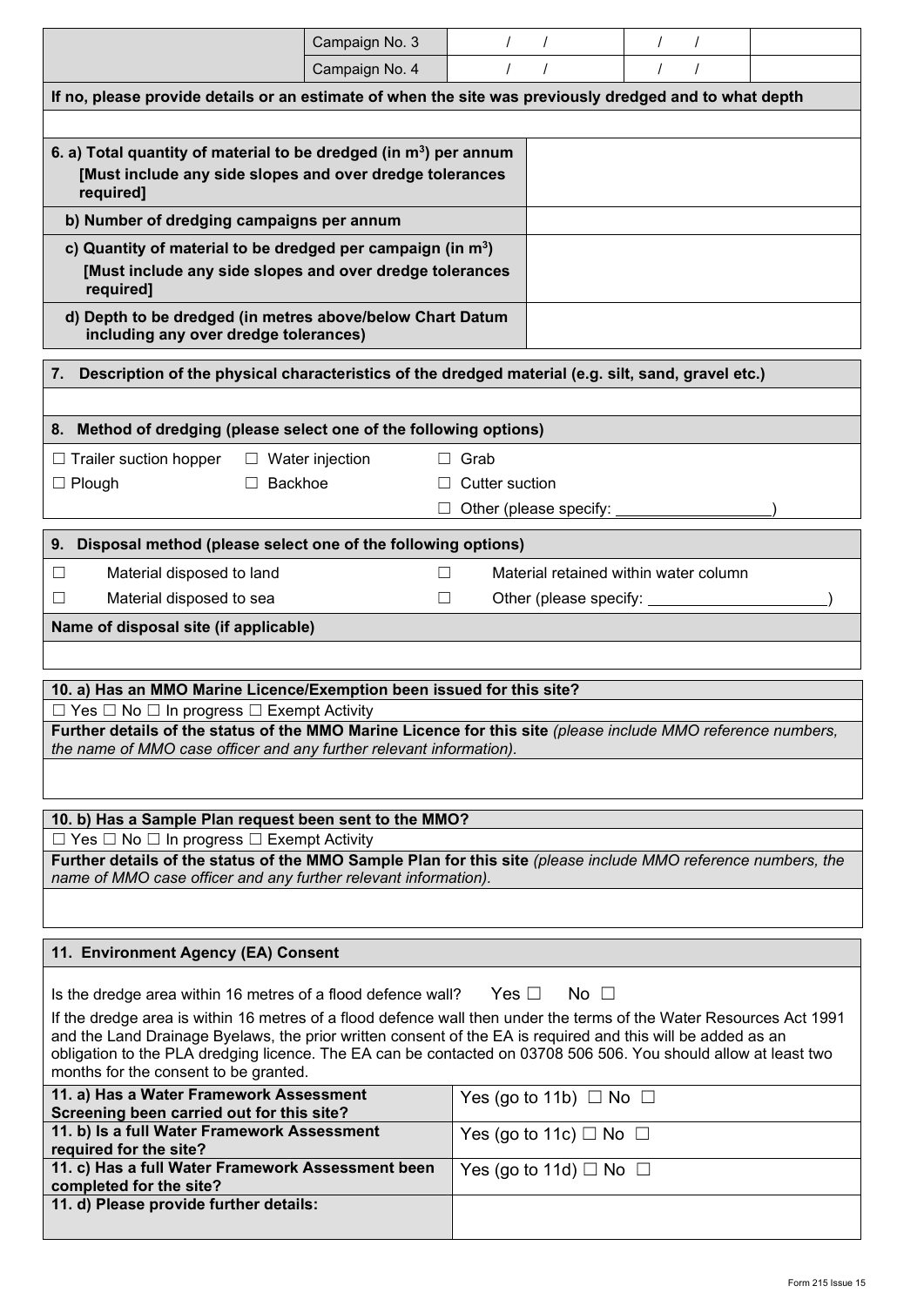| | Campaign No. 3 | / / | / / | |
|---|---|---|---|---|
| | Campaign No. 4 | / / | / / | |

**If no, please provide details or an estimate of when the site was previously dredged and to what depth**

| | |
|---|---|
| **6. a) Total quantity of material to be dredged (in m$^3$) per annum [Must include any side slopes and over dredge tolerances required]** | |
| **b) Number of dredging campaigns per annum** | |
| **c) Quantity of material to be dredged per campaign (in m$^3$) [Must include any side slopes and over dredge tolerances required]** | |
| **d) Depth to be dredged (in metres above/below Chart Datum including any over dredge tolerances)** | |

**7. Description of the physical characteristics of the dredged material (e.g. silt, sand, gravel etc.)**

**8. Method of dredging (please select one of the following options)**

☐ Trailer suction hopper ☐ Water injection ☐ Grab

☐ Plough ☐ Backhoe ☐ Cutter suction

☐ Other (please specify: __________________)

**9. Disposal method (please select one of the following options)**

☐ Material disposed to land ☐ Material retained within water column

☐ Material disposed to sea ☐ Other (please specify: ______________________)

**Name of disposal site (if applicable)**

**10. a) Has an MMO Marine Licence/Exemption been issued for this site?**

☐ Yes ☐ No ☐ In progress ☐ Exempt Activity

**Further details of the status of the MMO Marine Licence for this site** *(please include MMO reference numbers, the name of MMO case officer and any further relevant information).*

**10. b) Has a Sample Plan request been sent to the MMO?**

☐ Yes ☐ No ☐ In progress ☐ Exempt Activity

**Further details of the status of the MMO Sample Plan for this site** *(please include MMO reference numbers, the name of MMO case officer and any further relevant information).*

**11. Environment Agency (EA) Consent**

Is the dredge area within 16 metres of a flood defence wall? Yes ☐ No ☐

If the dredge area is within 16 metres of a flood defence wall then under the terms of the Water Resources Act 1991 and the Land Drainage Byelaws, the prior written consent of the EA is required and this will be added as an obligation to the PLA dredging licence. The EA can be contacted on 03708 506 506. You should allow at least two months for the consent to be granted.

| | |
|---|---|
| **11. a) Has a Water Framework Assessment Screening been carried out for this site?** | Yes (go to 11b) ☐ No ☐ |
| **11. b) Is a full Water Framework Assessment required for the site?** | Yes (go to 11c) ☐ No ☐ |
| **11. c) Has a full Water Framework Assessment been completed for the site?** | Yes (go to 11d) ☐ No ☐ |
| **11. d) Please provide further details:** | |

Form 215 Issue 15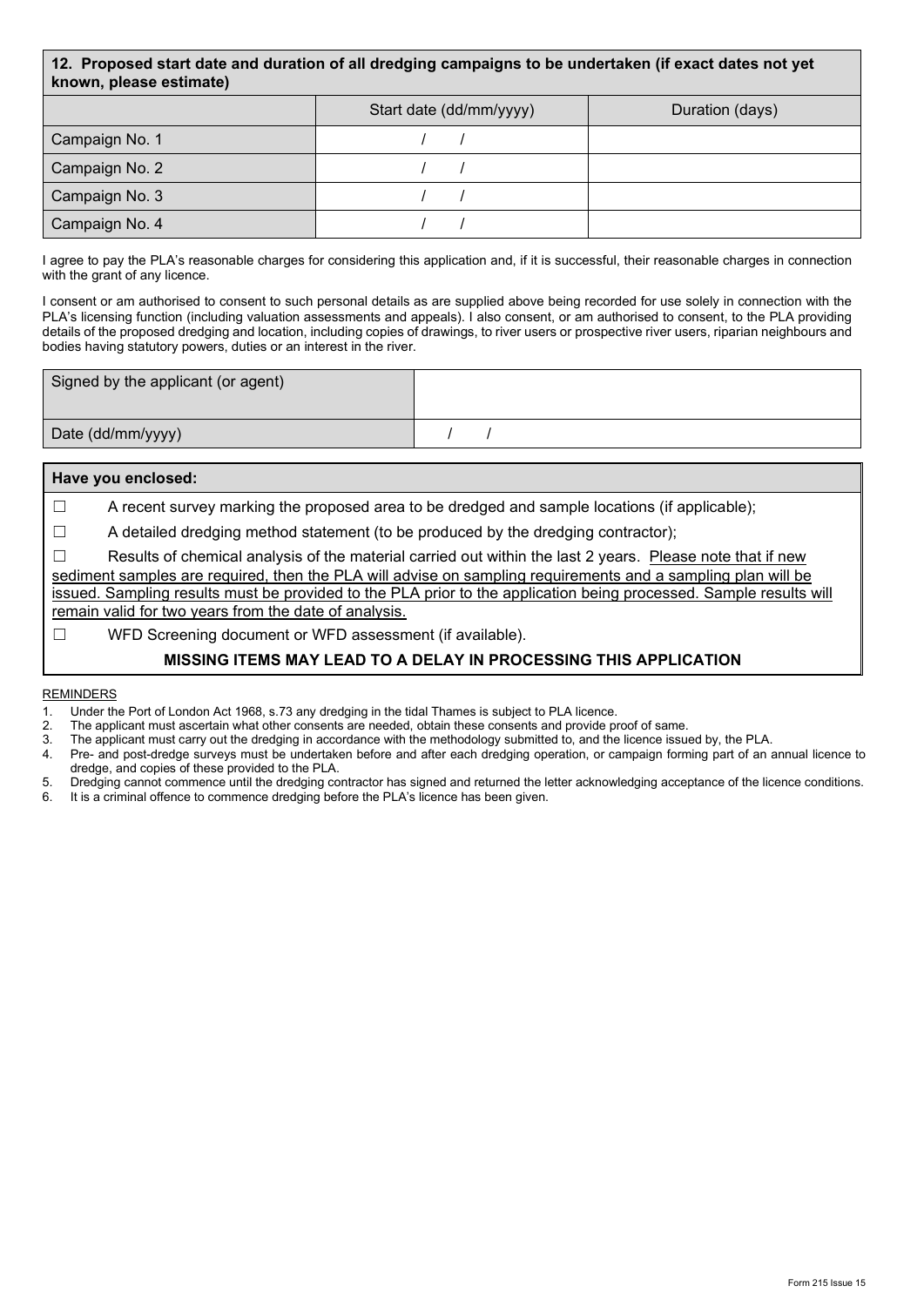| **12. Proposed start date and duration of all dredging campaigns to be undertaken (if exact dates not yet known, please estimate)** | | |
|---|---|---|
| | Start date (dd/mm/yyyy) | Duration (days) |
| Campaign No. 1 | / / | |
| Campaign No. 2 | / / | |
| Campaign No. 3 | / / | |
| Campaign No. 4 | / / | |

I agree to pay the PLA's reasonable charges for considering this application and, if it is successful, their reasonable charges in connection with the grant of any licence.

I consent or am authorised to consent to such personal details as are supplied above being recorded for use solely in connection with the PLA's licensing function (including valuation assessments and appeals). I also consent, or am authorised to consent, to the PLA providing details of the proposed dredging and location, including copies of drawings, to river users or prospective river users, riparian neighbours and bodies having statutory powers, duties or an interest in the river.

| | |
|---|---|
| Signed by the applicant (or agent) | |
| Date (dd/mm/yyyy) | / / |

**Have you enclosed:**

☐ A recent survey marking the proposed area to be dredged and sample locations (if applicable);

☐ A detailed dredging method statement (to be produced by the dredging contractor);

☐ Results of chemical analysis of the material carried out within the last 2 years. Please note that if new sediment samples are required, then the PLA will advise on sampling requirements and a sampling plan will be issued. Sampling results must be provided to the PLA prior to the application being processed. Sample results will remain valid for two years from the date of analysis.

☐ WFD Screening document or WFD assessment (if available).

**MISSING ITEMS MAY LEAD TO A DELAY IN PROCESSING THIS APPLICATION**

REMINDERS

1. Under the Port of London Act 1968, s.73 any dredging in the tidal Thames is subject to PLA licence.
2. The applicant must ascertain what other consents are needed, obtain these consents and provide proof of same.
3. The applicant must carry out the dredging in accordance with the methodology submitted to, and the licence issued by, the PLA.
4. Pre- and post-dredge surveys must be undertaken before and after each dredging operation, or campaign forming part of an annual licence to dredge, and copies of these provided to the PLA.
5. Dredging cannot commence until the dredging contractor has signed and returned the letter acknowledging acceptance of the licence conditions.
6. It is a criminal offence to commence dredging before the PLA's licence has been given.

Form 215 Issue 15